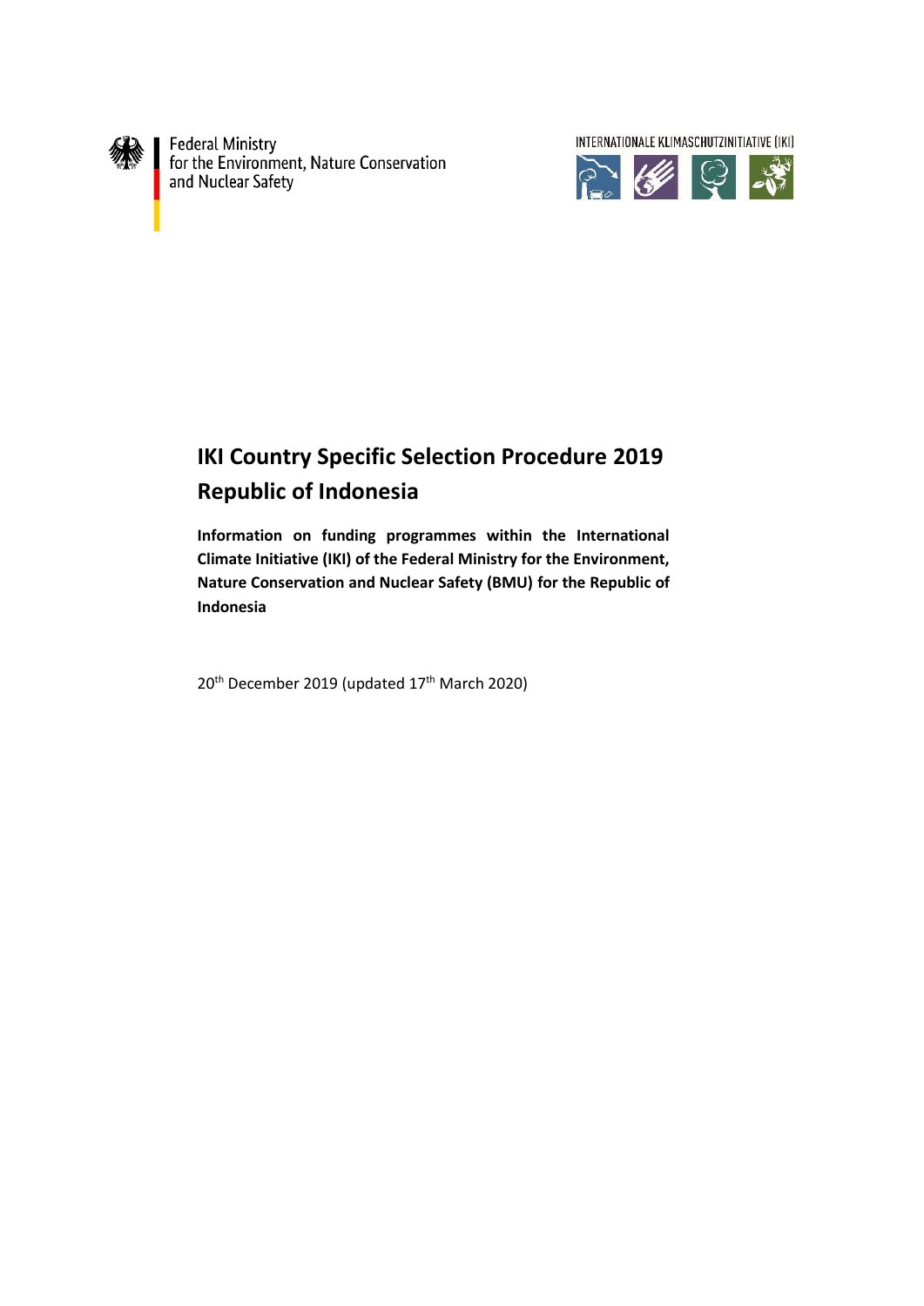Federal Ministry
for the Environment, Nature Conservation
and Nuclear Safety

INTERNATIONALE KLIMASCHUTZINITIATIVE (IKI)

# IKI Country Specific Selection Procedure 2019
# Republic of Indonesia

**Information on funding programmes within the International Climate Initiative (IKI) of the Federal Ministry for the Environment, Nature Conservation and Nuclear Safety (BMU) for the Republic of Indonesia**

20th December 2019 (updated 17th March 2020)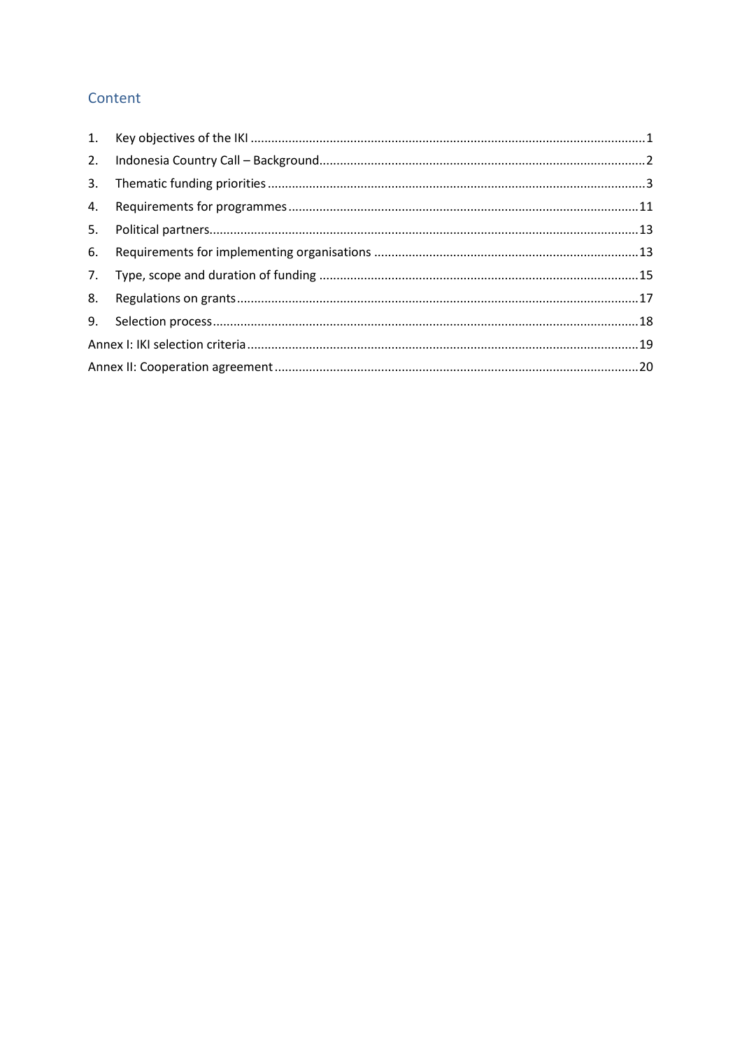## Content

1. Key objectives of the IKI ....................................................................................................1
2. Indonesia Country Call – Background.............................................................................................2
3. Thematic funding priorities ..............................................................................................3
4. Requirements for programmes ...........................................................................................11
5. Political partners..............................................................................................................13
6. Requirements for implementing organisations ..................................................................13
7. Type, scope and duration of funding ................................................................................15
8. Regulations on grants.........................................................................................................17
9. Selection process..............................................................................................................18

Annex I: IKI selection criteria ..................................................................................................19

Annex II: Cooperation agreement ............................................................................................20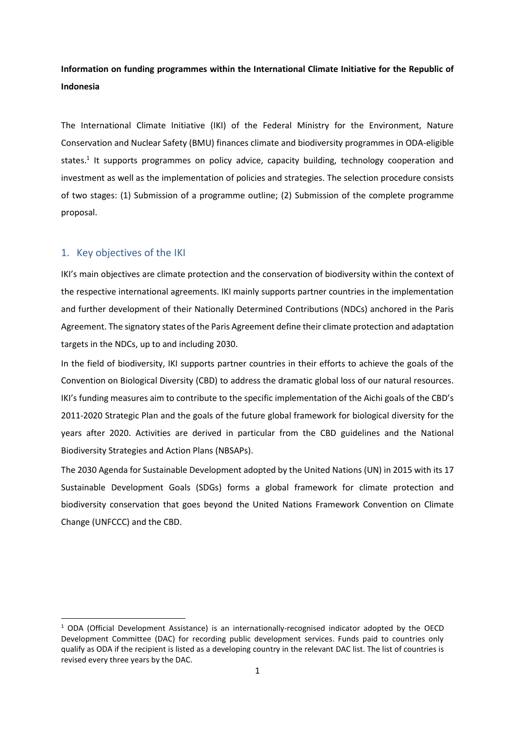**Information on funding programmes within the International Climate Initiative for the Republic of Indonesia**

The International Climate Initiative (IKI) of the Federal Ministry for the Environment, Nature Conservation and Nuclear Safety (BMU) finances climate and biodiversity programmes in ODA-eligible states.[1] It supports programmes on policy advice, capacity building, technology cooperation and investment as well as the implementation of policies and strategies. The selection procedure consists of two stages: (1) Submission of a programme outline; (2) Submission of the complete programme proposal.

## 1. Key objectives of the IKI

IKI's main objectives are climate protection and the conservation of biodiversity within the context of the respective international agreements. IKI mainly supports partner countries in the implementation and further development of their Nationally Determined Contributions (NDCs) anchored in the Paris Agreement. The signatory states of the Paris Agreement define their climate protection and adaptation targets in the NDCs, up to and including 2030.

In the field of biodiversity, IKI supports partner countries in their efforts to achieve the goals of the Convention on Biological Diversity (CBD) to address the dramatic global loss of our natural resources. IKI's funding measures aim to contribute to the specific implementation of the Aichi goals of the CBD's 2011-2020 Strategic Plan and the goals of the future global framework for biological diversity for the years after 2020. Activities are derived in particular from the CBD guidelines and the National Biodiversity Strategies and Action Plans (NBSAPs).

The 2030 Agenda for Sustainable Development adopted by the United Nations (UN) in 2015 with its 17 Sustainable Development Goals (SDGs) forms a global framework for climate protection and biodiversity conservation that goes beyond the United Nations Framework Convention on Climate Change (UNFCCC) and the CBD.

---

[1] ODA (Official Development Assistance) is an internationally-recognised indicator adopted by the OECD Development Committee (DAC) for recording public development services. Funds paid to countries only qualify as ODA if the recipient is listed as a developing country in the relevant DAC list. The list of countries is revised every three years by the DAC.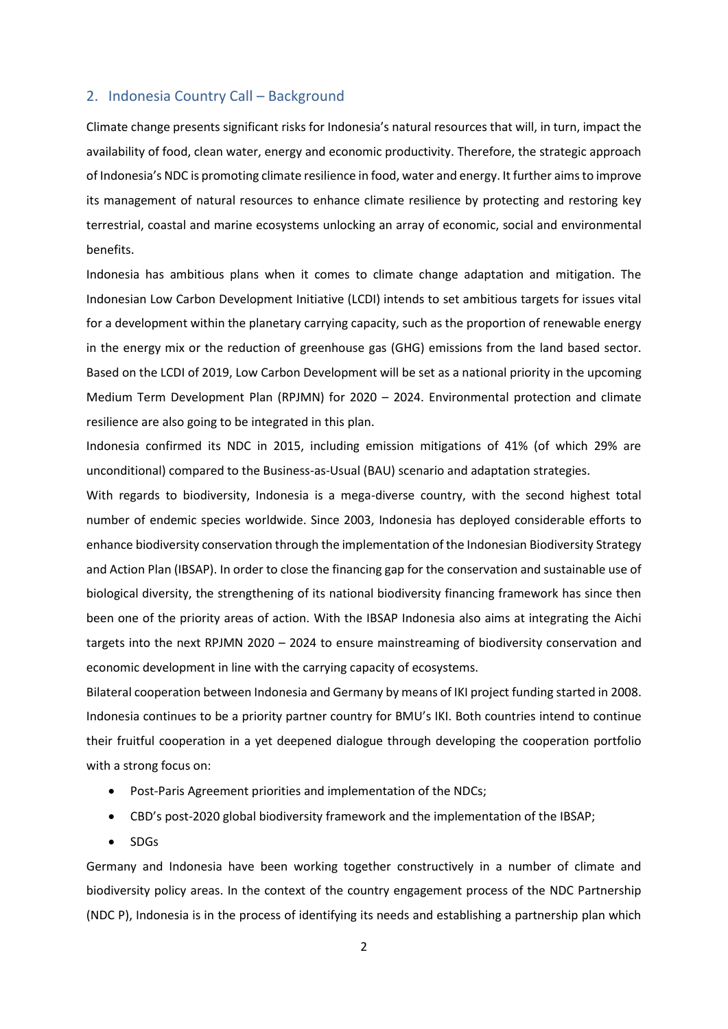## 2. Indonesia Country Call – Background

Climate change presents significant risks for Indonesia's natural resources that will, in turn, impact the availability of food, clean water, energy and economic productivity. Therefore, the strategic approach of Indonesia's NDC is promoting climate resilience in food, water and energy. It further aims to improve its management of natural resources to enhance climate resilience by protecting and restoring key terrestrial, coastal and marine ecosystems unlocking an array of economic, social and environmental benefits.

Indonesia has ambitious plans when it comes to climate change adaptation and mitigation. The Indonesian Low Carbon Development Initiative (LCDI) intends to set ambitious targets for issues vital for a development within the planetary carrying capacity, such as the proportion of renewable energy in the energy mix or the reduction of greenhouse gas (GHG) emissions from the land based sector. Based on the LCDI of 2019, Low Carbon Development will be set as a national priority in the upcoming Medium Term Development Plan (RPJMN) for 2020 – 2024. Environmental protection and climate resilience are also going to be integrated in this plan.

Indonesia confirmed its NDC in 2015, including emission mitigations of 41% (of which 29% are unconditional) compared to the Business-as-Usual (BAU) scenario and adaptation strategies.

With regards to biodiversity, Indonesia is a mega-diverse country, with the second highest total number of endemic species worldwide. Since 2003, Indonesia has deployed considerable efforts to enhance biodiversity conservation through the implementation of the Indonesian Biodiversity Strategy and Action Plan (IBSAP). In order to close the financing gap for the conservation and sustainable use of biological diversity, the strengthening of its national biodiversity financing framework has since then been one of the priority areas of action. With the IBSAP Indonesia also aims at integrating the Aichi targets into the next RPJMN 2020 – 2024 to ensure mainstreaming of biodiversity conservation and economic development in line with the carrying capacity of ecosystems.

Bilateral cooperation between Indonesia and Germany by means of IKI project funding started in 2008. Indonesia continues to be a priority partner country for BMU's IKI. Both countries intend to continue their fruitful cooperation in a yet deepened dialogue through developing the cooperation portfolio with a strong focus on:

- Post-Paris Agreement priorities and implementation of the NDCs;
- CBD's post-2020 global biodiversity framework and the implementation of the IBSAP;
- SDGs

Germany and Indonesia have been working together constructively in a number of climate and biodiversity policy areas. In the context of the country engagement process of the NDC Partnership (NDC P), Indonesia is in the process of identifying its needs and establishing a partnership plan which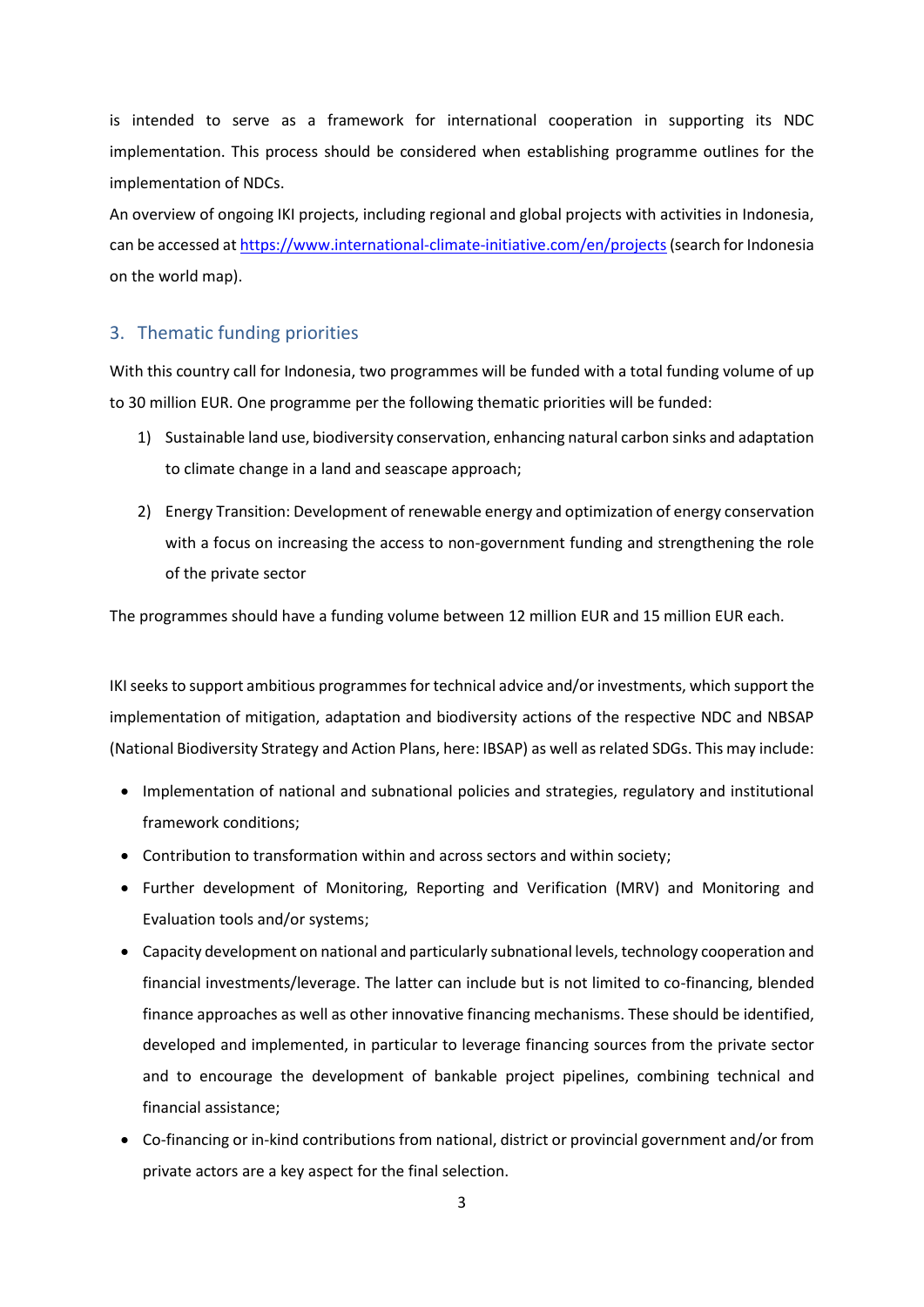is intended to serve as a framework for international cooperation in supporting its NDC implementation. This process should be considered when establishing programme outlines for the implementation of NDCs.

An overview of ongoing IKI projects, including regional and global projects with activities in Indonesia, can be accessed at https://www.international-climate-initiative.com/en/projects (search for Indonesia on the world map).

## 3. Thematic funding priorities

With this country call for Indonesia, two programmes will be funded with a total funding volume of up to 30 million EUR. One programme per the following thematic priorities will be funded:

1) Sustainable land use, biodiversity conservation, enhancing natural carbon sinks and adaptation to climate change in a land and seascape approach;
2) Energy Transition: Development of renewable energy and optimization of energy conservation with a focus on increasing the access to non-government funding and strengthening the role of the private sector

The programmes should have a funding volume between 12 million EUR and 15 million EUR each.

IKI seeks to support ambitious programmes for technical advice and/or investments, which support the implementation of mitigation, adaptation and biodiversity actions of the respective NDC and NBSAP (National Biodiversity Strategy and Action Plans, here: IBSAP) as well as related SDGs. This may include:

- Implementation of national and subnational policies and strategies, regulatory and institutional framework conditions;
- Contribution to transformation within and across sectors and within society;
- Further development of Monitoring, Reporting and Verification (MRV) and Monitoring and Evaluation tools and/or systems;
- Capacity development on national and particularly subnational levels, technology cooperation and financial investments/leverage. The latter can include but is not limited to co-financing, blended finance approaches as well as other innovative financing mechanisms. These should be identified, developed and implemented, in particular to leverage financing sources from the private sector and to encourage the development of bankable project pipelines, combining technical and financial assistance;
- Co-financing or in-kind contributions from national, district or provincial government and/or from private actors are a key aspect for the final selection.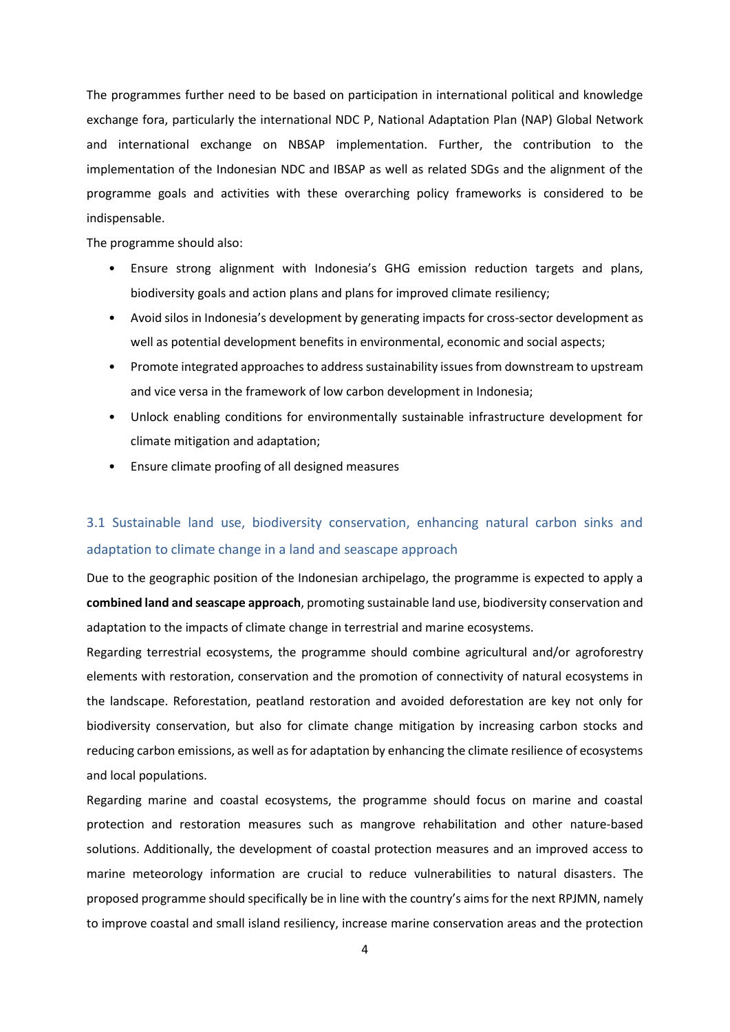The programmes further need to be based on participation in international political and knowledge exchange fora, particularly the international NDC P, National Adaptation Plan (NAP) Global Network and international exchange on NBSAP implementation. Further, the contribution to the implementation of the Indonesian NDC and IBSAP as well as related SDGs and the alignment of the programme goals and activities with these overarching policy frameworks is considered to be indispensable.

The programme should also:

- Ensure strong alignment with Indonesia's GHG emission reduction targets and plans, biodiversity goals and action plans and plans for improved climate resiliency;
- Avoid silos in Indonesia's development by generating impacts for cross-sector development as well as potential development benefits in environmental, economic and social aspects;
- Promote integrated approaches to address sustainability issues from downstream to upstream and vice versa in the framework of low carbon development in Indonesia;
- Unlock enabling conditions for environmentally sustainable infrastructure development for climate mitigation and adaptation;
- Ensure climate proofing of all designed measures

## 3.1 Sustainable land use, biodiversity conservation, enhancing natural carbon sinks and adaptation to climate change in a land and seascape approach

Due to the geographic position of the Indonesian archipelago, the programme is expected to apply a **combined land and seascape approach**, promoting sustainable land use, biodiversity conservation and adaptation to the impacts of climate change in terrestrial and marine ecosystems.

Regarding terrestrial ecosystems, the programme should combine agricultural and/or agroforestry elements with restoration, conservation and the promotion of connectivity of natural ecosystems in the landscape. Reforestation, peatland restoration and avoided deforestation are key not only for biodiversity conservation, but also for climate change mitigation by increasing carbon stocks and reducing carbon emissions, as well as for adaptation by enhancing the climate resilience of ecosystems and local populations.

Regarding marine and coastal ecosystems, the programme should focus on marine and coastal protection and restoration measures such as mangrove rehabilitation and other nature-based solutions. Additionally, the development of coastal protection measures and an improved access to marine meteorology information are crucial to reduce vulnerabilities to natural disasters. The proposed programme should specifically be in line with the country's aims for the next RPJMN, namely to improve coastal and small island resiliency, increase marine conservation areas and the protection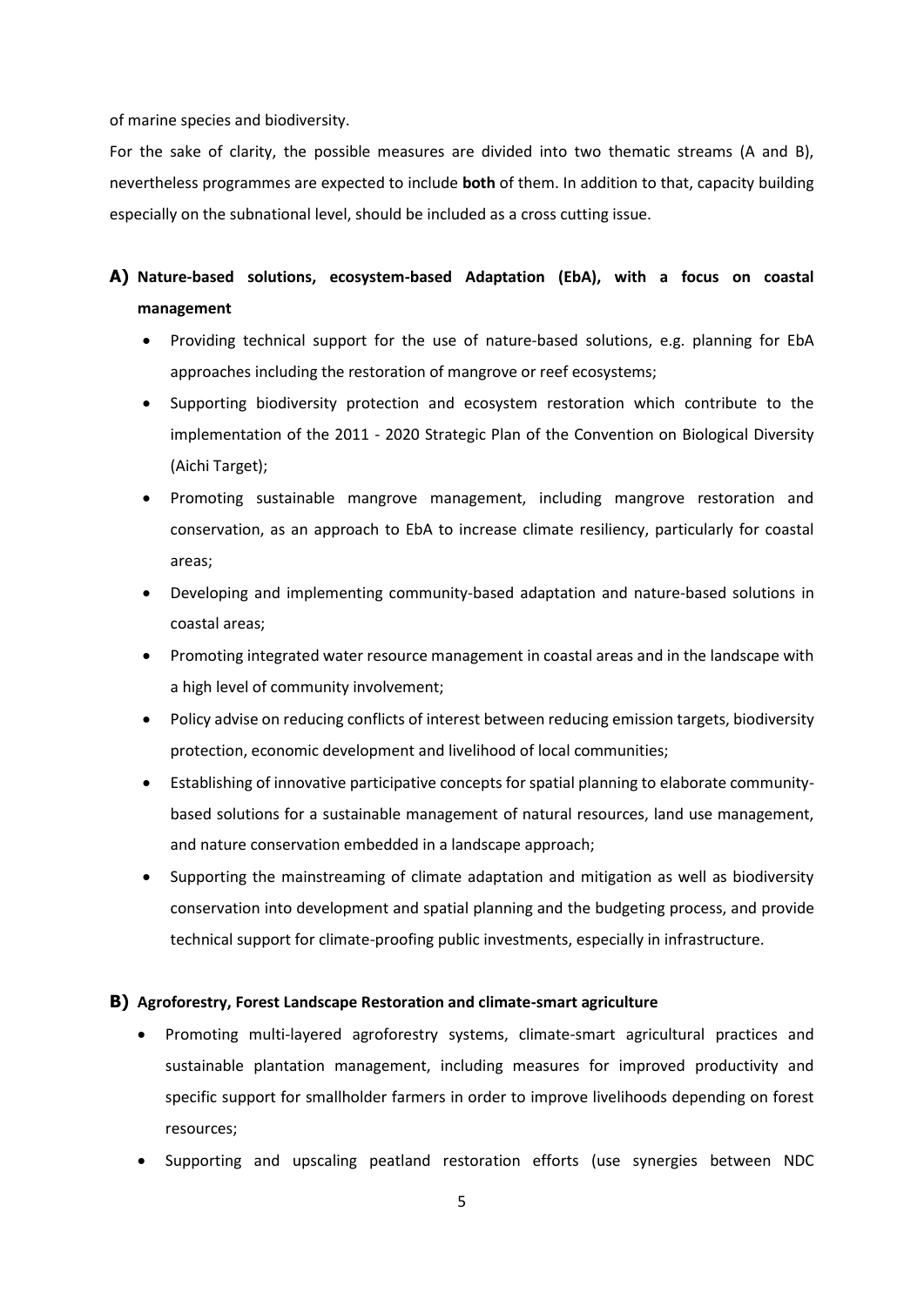of marine species and biodiversity.

For the sake of clarity, the possible measures are divided into two thematic streams (A and B), nevertheless programmes are expected to include **both** of them. In addition to that, capacity building especially on the subnational level, should be included as a cross cutting issue.

### A) Nature-based solutions, ecosystem-based Adaptation (EbA), with a focus on coastal management

- Providing technical support for the use of nature-based solutions, e.g. planning for EbA approaches including the restoration of mangrove or reef ecosystems;
- Supporting biodiversity protection and ecosystem restoration which contribute to the implementation of the 2011 - 2020 Strategic Plan of the Convention on Biological Diversity (Aichi Target);
- Promoting sustainable mangrove management, including mangrove restoration and conservation, as an approach to EbA to increase climate resiliency, particularly for coastal areas;
- Developing and implementing community-based adaptation and nature-based solutions in coastal areas;
- Promoting integrated water resource management in coastal areas and in the landscape with a high level of community involvement;
- Policy advise on reducing conflicts of interest between reducing emission targets, biodiversity protection, economic development and livelihood of local communities;
- Establishing of innovative participative concepts for spatial planning to elaborate community-based solutions for a sustainable management of natural resources, land use management, and nature conservation embedded in a landscape approach;
- Supporting the mainstreaming of climate adaptation and mitigation as well as biodiversity conservation into development and spatial planning and the budgeting process, and provide technical support for climate-proofing public investments, especially in infrastructure.

### B) Agroforestry, Forest Landscape Restoration and climate-smart agriculture

- Promoting multi-layered agroforestry systems, climate-smart agricultural practices and sustainable plantation management, including measures for improved productivity and specific support for smallholder farmers in order to improve livelihoods depending on forest resources;
- Supporting and upscaling peatland restoration efforts (use synergies between NDC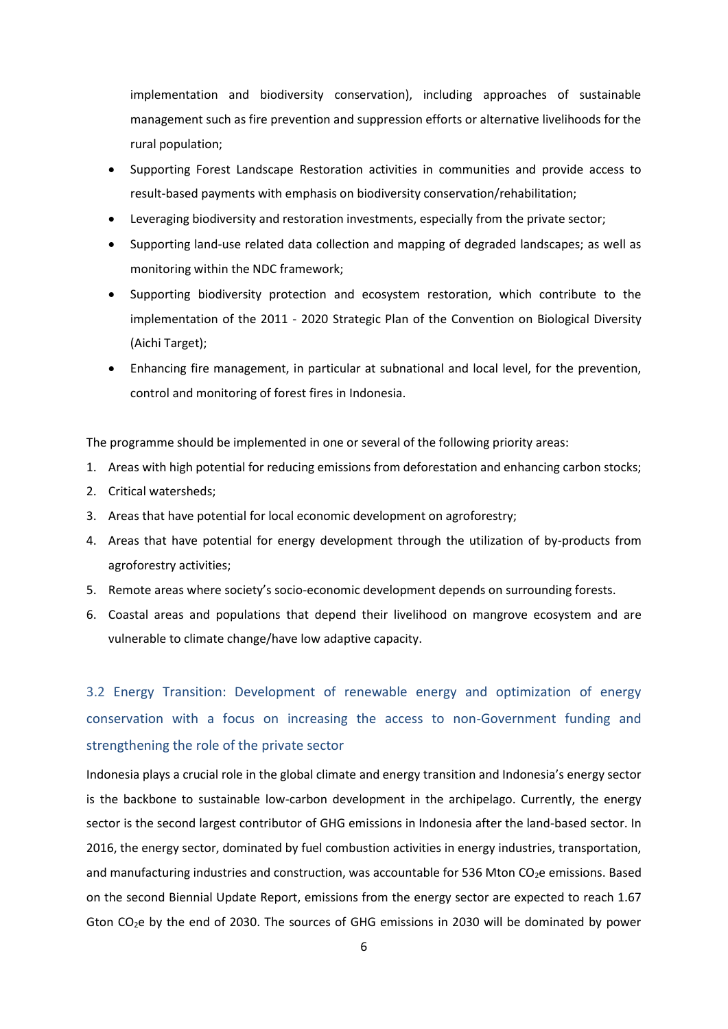implementation and biodiversity conservation), including approaches of sustainable management such as fire prevention and suppression efforts or alternative livelihoods for the rural population;

- Supporting Forest Landscape Restoration activities in communities and provide access to result-based payments with emphasis on biodiversity conservation/rehabilitation;
- Leveraging biodiversity and restoration investments, especially from the private sector;
- Supporting land-use related data collection and mapping of degraded landscapes; as well as monitoring within the NDC framework;
- Supporting biodiversity protection and ecosystem restoration, which contribute to the implementation of the 2011 - 2020 Strategic Plan of the Convention on Biological Diversity (Aichi Target);
- Enhancing fire management, in particular at subnational and local level, for the prevention, control and monitoring of forest fires in Indonesia.

The programme should be implemented in one or several of the following priority areas:

1. Areas with high potential for reducing emissions from deforestation and enhancing carbon stocks;
2. Critical watersheds;
3. Areas that have potential for local economic development on agroforestry;
4. Areas that have potential for energy development through the utilization of by-products from agroforestry activities;
5. Remote areas where society's socio-economic development depends on surrounding forests.
6. Coastal areas and populations that depend their livelihood on mangrove ecosystem and are vulnerable to climate change/have low adaptive capacity.

## 3.2 Energy Transition: Development of renewable energy and optimization of energy conservation with a focus on increasing the access to non-Government funding and strengthening the role of the private sector

Indonesia plays a crucial role in the global climate and energy transition and Indonesia's energy sector is the backbone to sustainable low-carbon development in the archipelago. Currently, the energy sector is the second largest contributor of GHG emissions in Indonesia after the land-based sector. In 2016, the energy sector, dominated by fuel combustion activities in energy industries, transportation, and manufacturing industries and construction, was accountable for 536 Mton $CO_2e$ emissions. Based on the second Biennial Update Report, emissions from the energy sector are expected to reach 1.67 Gton $CO_2e$ by the end of 2030. The sources of GHG emissions in 2030 will be dominated by power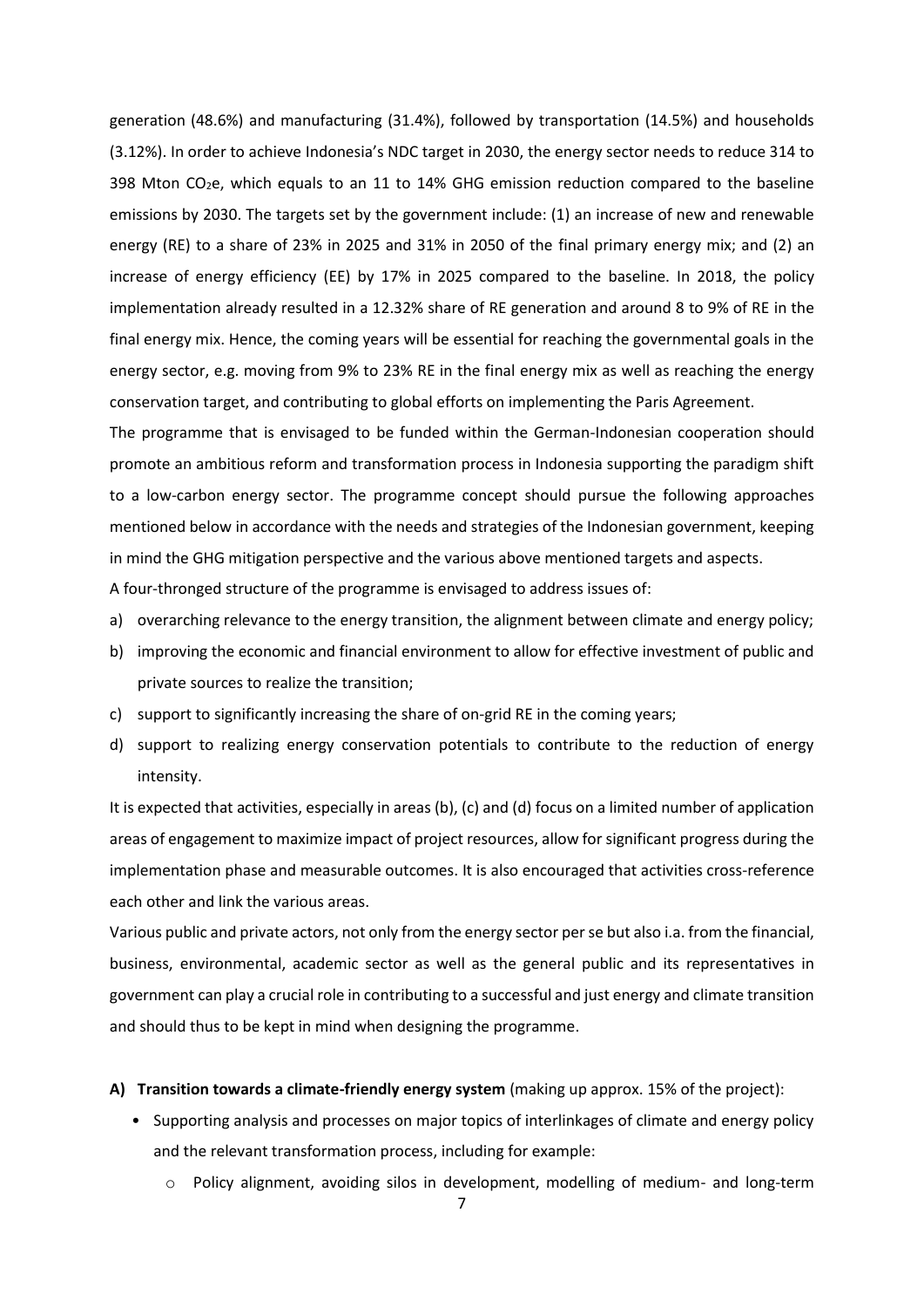generation (48.6%) and manufacturing (31.4%), followed by transportation (14.5%) and households (3.12%). In order to achieve Indonesia's NDC target in 2030, the energy sector needs to reduce 314 to 398 Mton $CO_2e$, which equals to an 11 to 14% GHG emission reduction compared to the baseline emissions by 2030. The targets set by the government include: (1) an increase of new and renewable energy (RE) to a share of 23% in 2025 and 31% in 2050 of the final primary energy mix; and (2) an increase of energy efficiency (EE) by 17% in 2025 compared to the baseline. In 2018, the policy implementation already resulted in a 12.32% share of RE generation and around 8 to 9% of RE in the final energy mix. Hence, the coming years will be essential for reaching the governmental goals in the energy sector, e.g. moving from 9% to 23% RE in the final energy mix as well as reaching the energy conservation target, and contributing to global efforts on implementing the Paris Agreement.

The programme that is envisaged to be funded within the German-Indonesian cooperation should promote an ambitious reform and transformation process in Indonesia supporting the paradigm shift to a low-carbon energy sector. The programme concept should pursue the following approaches mentioned below in accordance with the needs and strategies of the Indonesian government, keeping in mind the GHG mitigation perspective and the various above mentioned targets and aspects.

A four-thronged structure of the programme is envisaged to address issues of:

a) overarching relevance to the energy transition, the alignment between climate and energy policy;
b) improving the economic and financial environment to allow for effective investment of public and private sources to realize the transition;
c) support to significantly increasing the share of on-grid RE in the coming years;
d) support to realizing energy conservation potentials to contribute to the reduction of energy intensity.

It is expected that activities, especially in areas (b), (c) and (d) focus on a limited number of application areas of engagement to maximize impact of project resources, allow for significant progress during the implementation phase and measurable outcomes. It is also encouraged that activities cross-reference each other and link the various areas.

Various public and private actors, not only from the energy sector per se but also i.a. from the financial, business, environmental, academic sector as well as the general public and its representatives in government can play a crucial role in contributing to a successful and just energy and climate transition and should thus to be kept in mind when designing the programme.

**A) Transition towards a climate-friendly energy system** (making up approx. 15% of the project):

- Supporting analysis and processes on major topics of interlinkages of climate and energy policy and the relevant transformation process, including for example:
  - Policy alignment, avoiding silos in development, modelling of medium- and long-term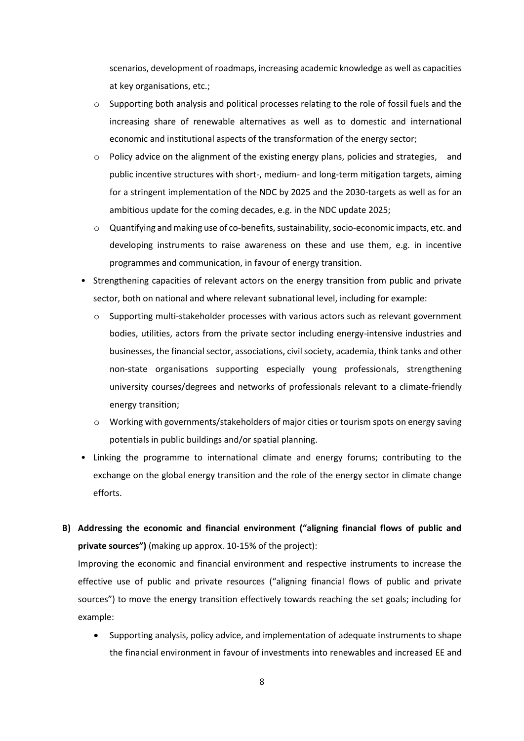scenarios, development of roadmaps, increasing academic knowledge as well as capacities at key organisations, etc.;

    - Supporting both analysis and political processes relating to the role of fossil fuels and the increasing share of renewable alternatives as well as to domestic and international economic and institutional aspects of the transformation of the energy sector;
    - Policy advice on the alignment of the existing energy plans, policies and strategies, and public incentive structures with short-, medium- and long-term mitigation targets, aiming for a stringent implementation of the NDC by 2025 and the 2030-targets as well as for an ambitious update for the coming decades, e.g. in the NDC update 2025;
    - Quantifying and making use of co-benefits, sustainability, socio-economic impacts, etc. and developing instruments to raise awareness on these and use them, e.g. in incentive programmes and communication, in favour of energy transition.

- Strengthening capacities of relevant actors on the energy transition from public and private sector, both on national and where relevant subnational level, including for example:
    - Supporting multi-stakeholder processes with various actors such as relevant government bodies, utilities, actors from the private sector including energy-intensive industries and businesses, the financial sector, associations, civil society, academia, think tanks and other non-state organisations supporting especially young professionals, strengthening university courses/degrees and networks of professionals relevant to a climate-friendly energy transition;
    - Working with governments/stakeholders of major cities or tourism spots on energy saving potentials in public buildings and/or spatial planning.
- Linking the programme to international climate and energy forums; contributing to the exchange on the global energy transition and the role of the energy sector in climate change efforts.

**B) Addressing the economic and financial environment ("aligning financial flows of public and private sources")** (making up approx. 10-15% of the project):

Improving the economic and financial environment and respective instruments to increase the effective use of public and private resources ("aligning financial flows of public and private sources") to move the energy transition effectively towards reaching the set goals; including for example:

- Supporting analysis, policy advice, and implementation of adequate instruments to shape the financial environment in favour of investments into renewables and increased EE and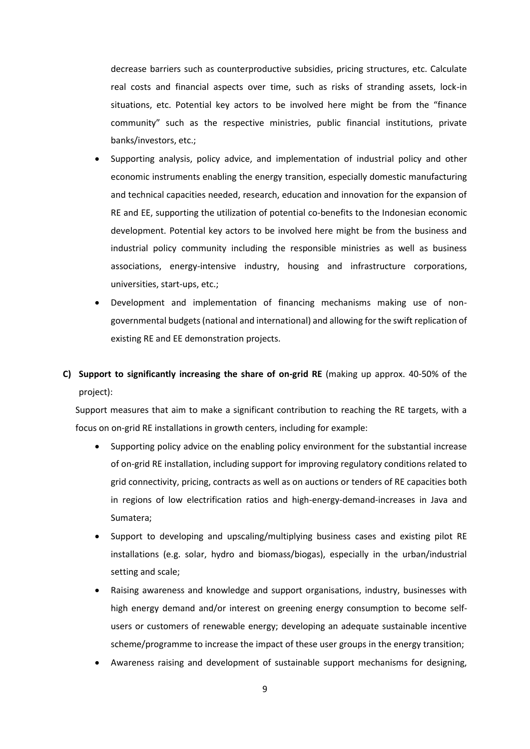decrease barriers such as counterproductive subsidies, pricing structures, etc. Calculate real costs and financial aspects over time, such as risks of stranding assets, lock-in situations, etc. Potential key actors to be involved here might be from the "finance community" such as the respective ministries, public financial institutions, private banks/investors, etc.;

- Supporting analysis, policy advice, and implementation of industrial policy and other economic instruments enabling the energy transition, especially domestic manufacturing and technical capacities needed, research, education and innovation for the expansion of RE and EE, supporting the utilization of potential co-benefits to the Indonesian economic development. Potential key actors to be involved here might be from the business and industrial policy community including the responsible ministries as well as business associations, energy-intensive industry, housing and infrastructure corporations, universities, start-ups, etc.;
- Development and implementation of financing mechanisms making use of non-governmental budgets (national and international) and allowing for the swift replication of existing RE and EE demonstration projects.

**C) Support to significantly increasing the share of on-grid RE** (making up approx. 40-50% of the project):

Support measures that aim to make a significant contribution to reaching the RE targets, with a focus on on-grid RE installations in growth centers, including for example:

- Supporting policy advice on the enabling policy environment for the substantial increase of on-grid RE installation, including support for improving regulatory conditions related to grid connectivity, pricing, contracts as well as on auctions or tenders of RE capacities both in regions of low electrification ratios and high-energy-demand-increases in Java and Sumatera;
- Support to developing and upscaling/multiplying business cases and existing pilot RE installations (e.g. solar, hydro and biomass/biogas), especially in the urban/industrial setting and scale;
- Raising awareness and knowledge and support organisations, industry, businesses with high energy demand and/or interest on greening energy consumption to become self-users or customers of renewable energy; developing an adequate sustainable incentive scheme/programme to increase the impact of these user groups in the energy transition;
- Awareness raising and development of sustainable support mechanisms for designing,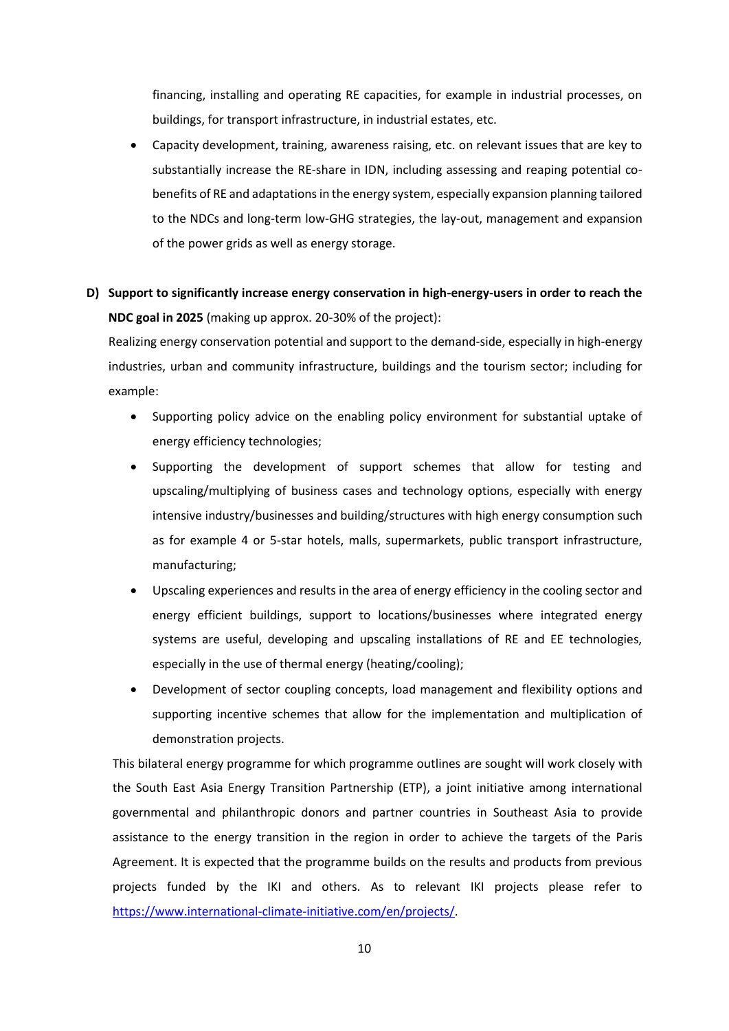financing, installing and operating RE capacities, for example in industrial processes, on buildings, for transport infrastructure, in industrial estates, etc.

- Capacity development, training, awareness raising, etc. on relevant issues that are key to substantially increase the RE-share in IDN, including assessing and reaping potential co-benefits of RE and adaptations in the energy system, especially expansion planning tailored to the NDCs and long-term low-GHG strategies, the lay-out, management and expansion of the power grids as well as energy storage.

**D) Support to significantly increase energy conservation in high-energy-users in order to reach the NDC goal in 2025** (making up approx. 20-30% of the project):

Realizing energy conservation potential and support to the demand-side, especially in high-energy industries, urban and community infrastructure, buildings and the tourism sector; including for example:

- Supporting policy advice on the enabling policy environment for substantial uptake of energy efficiency technologies;
- Supporting the development of support schemes that allow for testing and upscaling/multiplying of business cases and technology options, especially with energy intensive industry/businesses and building/structures with high energy consumption such as for example 4 or 5-star hotels, malls, supermarkets, public transport infrastructure, manufacturing;
- Upscaling experiences and results in the area of energy efficiency in the cooling sector and energy efficient buildings, support to locations/businesses where integrated energy systems are useful, developing and upscaling installations of RE and EE technologies, especially in the use of thermal energy (heating/cooling);
- Development of sector coupling concepts, load management and flexibility options and supporting incentive schemes that allow for the implementation and multiplication of demonstration projects.

This bilateral energy programme for which programme outlines are sought will work closely with the South East Asia Energy Transition Partnership (ETP), a joint initiative among international governmental and philanthropic donors and partner countries in Southeast Asia to provide assistance to the energy transition in the region in order to achieve the targets of the Paris Agreement. It is expected that the programme builds on the results and products from previous projects funded by the IKI and others. As to relevant IKI projects please refer to https://www.international-climate-initiative.com/en/projects/.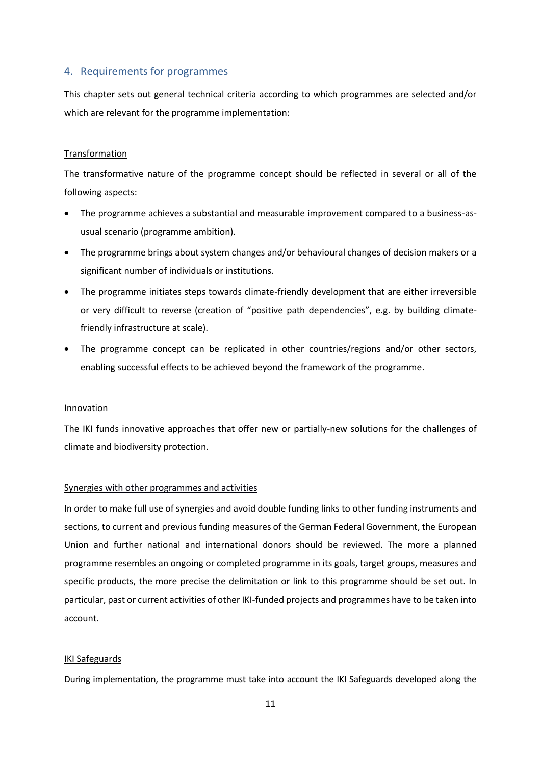## 4. Requirements for programmes

This chapter sets out general technical criteria according to which programmes are selected and/or which are relevant for the programme implementation:

Transformation

The transformative nature of the programme concept should be reflected in several or all of the following aspects:

- The programme achieves a substantial and measurable improvement compared to a business-as-usual scenario (programme ambition).
- The programme brings about system changes and/or behavioural changes of decision makers or a significant number of individuals or institutions.
- The programme initiates steps towards climate-friendly development that are either irreversible or very difficult to reverse (creation of "positive path dependencies", e.g. by building climate-friendly infrastructure at scale).
- The programme concept can be replicated in other countries/regions and/or other sectors, enabling successful effects to be achieved beyond the framework of the programme.

Innovation

The IKI funds innovative approaches that offer new or partially-new solutions for the challenges of climate and biodiversity protection.

Synergies with other programmes and activities

In order to make full use of synergies and avoid double funding links to other funding instruments and sections, to current and previous funding measures of the German Federal Government, the European Union and further national and international donors should be reviewed. The more a planned programme resembles an ongoing or completed programme in its goals, target groups, measures and specific products, the more precise the delimitation or link to this programme should be set out. In particular, past or current activities of other IKI-funded projects and programmes have to be taken into account.

IKI Safeguards

During implementation, the programme must take into account the IKI Safeguards developed along the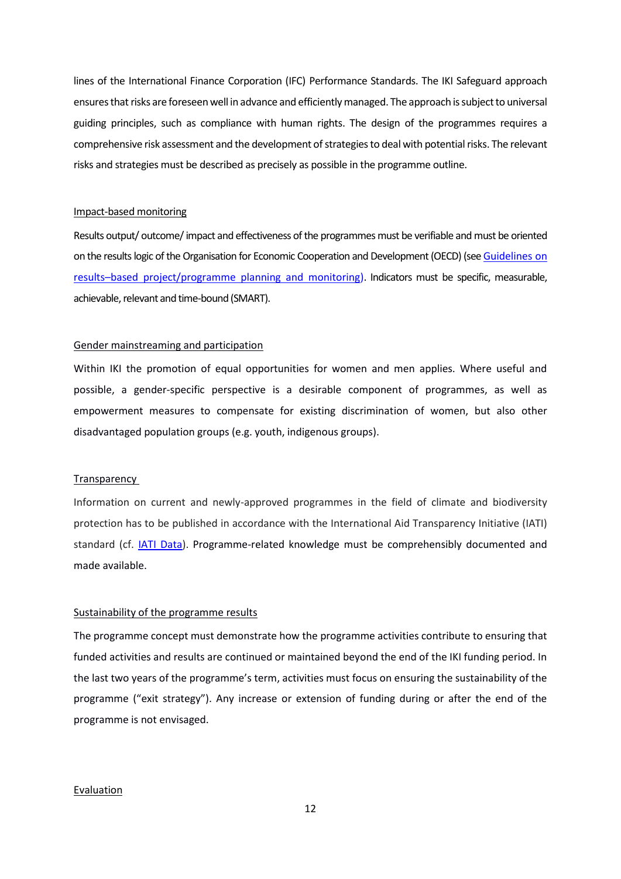lines of the International Finance Corporation (IFC) Performance Standards. The IKI Safeguard approach ensures that risks are foreseen well in advance and efficiently managed. The approach is subject to universal guiding principles, such as compliance with human rights. The design of the programmes requires a comprehensive risk assessment and the development of strategies to deal with potential risks. The relevant risks and strategies must be described as precisely as possible in the programme outline.

Impact-based monitoring

Results output/ outcome/ impact and effectiveness of the programmes must be verifiable and must be oriented on the results logic of the Organisation for Economic Cooperation and Development (OECD) (see [Guidelines on results–based project/programme planning and monitoring](#)). Indicators must be specific, measurable, achievable, relevant and time-bound (SMART).

Gender mainstreaming and participation

Within IKI the promotion of equal opportunities for women and men applies. Where useful and possible, a gender-specific perspective is a desirable component of programmes, as well as empowerment measures to compensate for existing discrimination of women, but also other disadvantaged population groups (e.g. youth, indigenous groups).

Transparency

Information on current and newly-approved programmes in the field of climate and biodiversity protection has to be published in accordance with the International Aid Transparency Initiative (IATI) standard (cf. [IATI Data](#)). Programme-related knowledge must be comprehensibly documented and made available.

Sustainability of the programme results

The programme concept must demonstrate how the programme activities contribute to ensuring that funded activities and results are continued or maintained beyond the end of the IKI funding period. In the last two years of the programme's term, activities must focus on ensuring the sustainability of the programme ("exit strategy"). Any increase or extension of funding during or after the end of the programme is not envisaged.

Evaluation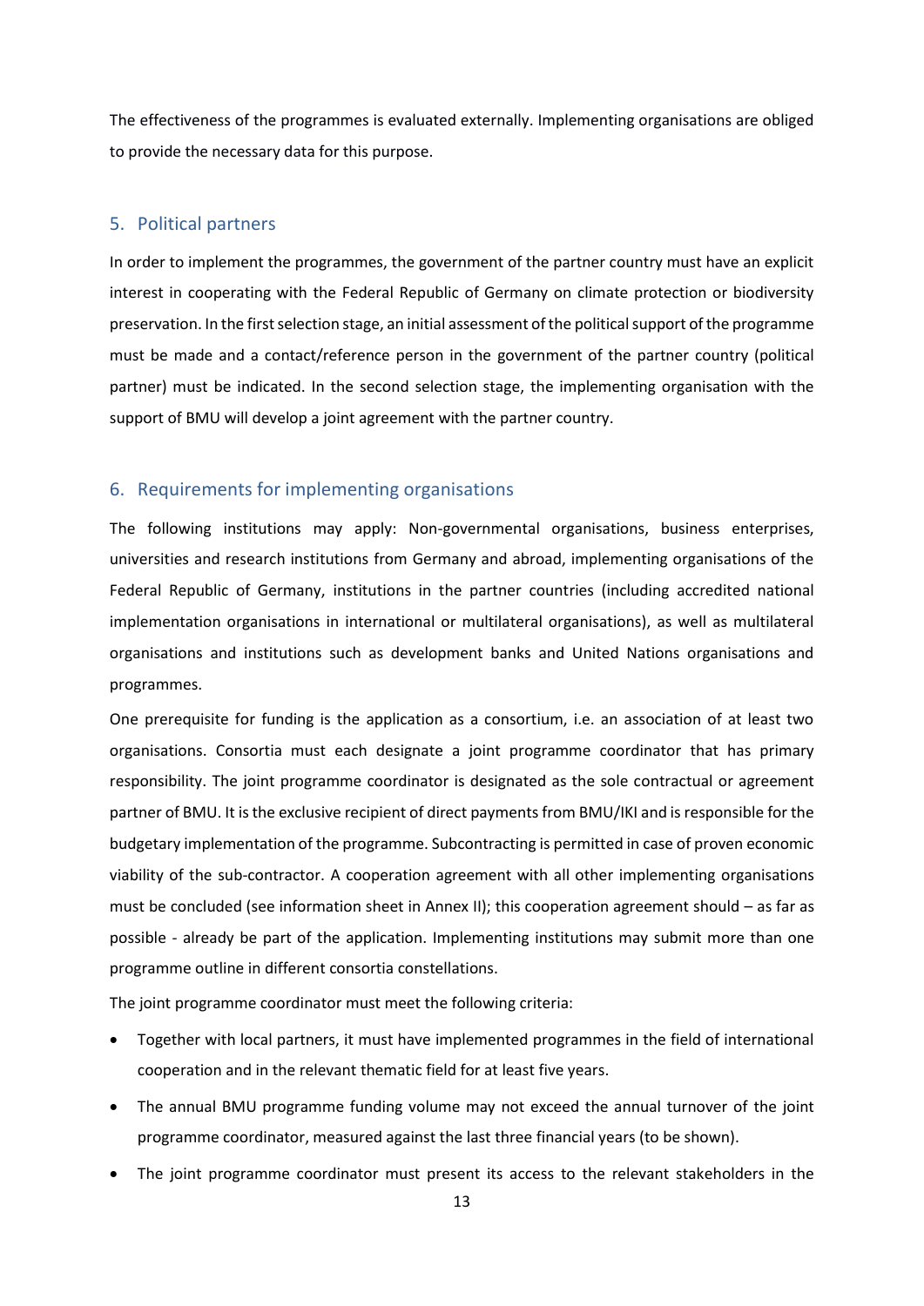The effectiveness of the programmes is evaluated externally. Implementing organisations are obliged to provide the necessary data for this purpose.

## 5. Political partners

In order to implement the programmes, the government of the partner country must have an explicit interest in cooperating with the Federal Republic of Germany on climate protection or biodiversity preservation. In the first selection stage, an initial assessment of the political support of the programme must be made and a contact/reference person in the government of the partner country (political partner) must be indicated. In the second selection stage, the implementing organisation with the support of BMU will develop a joint agreement with the partner country.

## 6. Requirements for implementing organisations

The following institutions may apply: Non-governmental organisations, business enterprises, universities and research institutions from Germany and abroad, implementing organisations of the Federal Republic of Germany, institutions in the partner countries (including accredited national implementation organisations in international or multilateral organisations), as well as multilateral organisations and institutions such as development banks and United Nations organisations and programmes.

One prerequisite for funding is the application as a consortium, i.e. an association of at least two organisations. Consortia must each designate a joint programme coordinator that has primary responsibility. The joint programme coordinator is designated as the sole contractual or agreement partner of BMU. It is the exclusive recipient of direct payments from BMU/IKI and is responsible for the budgetary implementation of the programme. Subcontracting is permitted in case of proven economic viability of the sub-contractor. A cooperation agreement with all other implementing organisations must be concluded (see information sheet in Annex II); this cooperation agreement should – as far as possible - already be part of the application. Implementing institutions may submit more than one programme outline in different consortia constellations.

The joint programme coordinator must meet the following criteria:

- Together with local partners, it must have implemented programmes in the field of international cooperation and in the relevant thematic field for at least five years.
- The annual BMU programme funding volume may not exceed the annual turnover of the joint programme coordinator, measured against the last three financial years (to be shown).
- The joint programme coordinator must present its access to the relevant stakeholders in the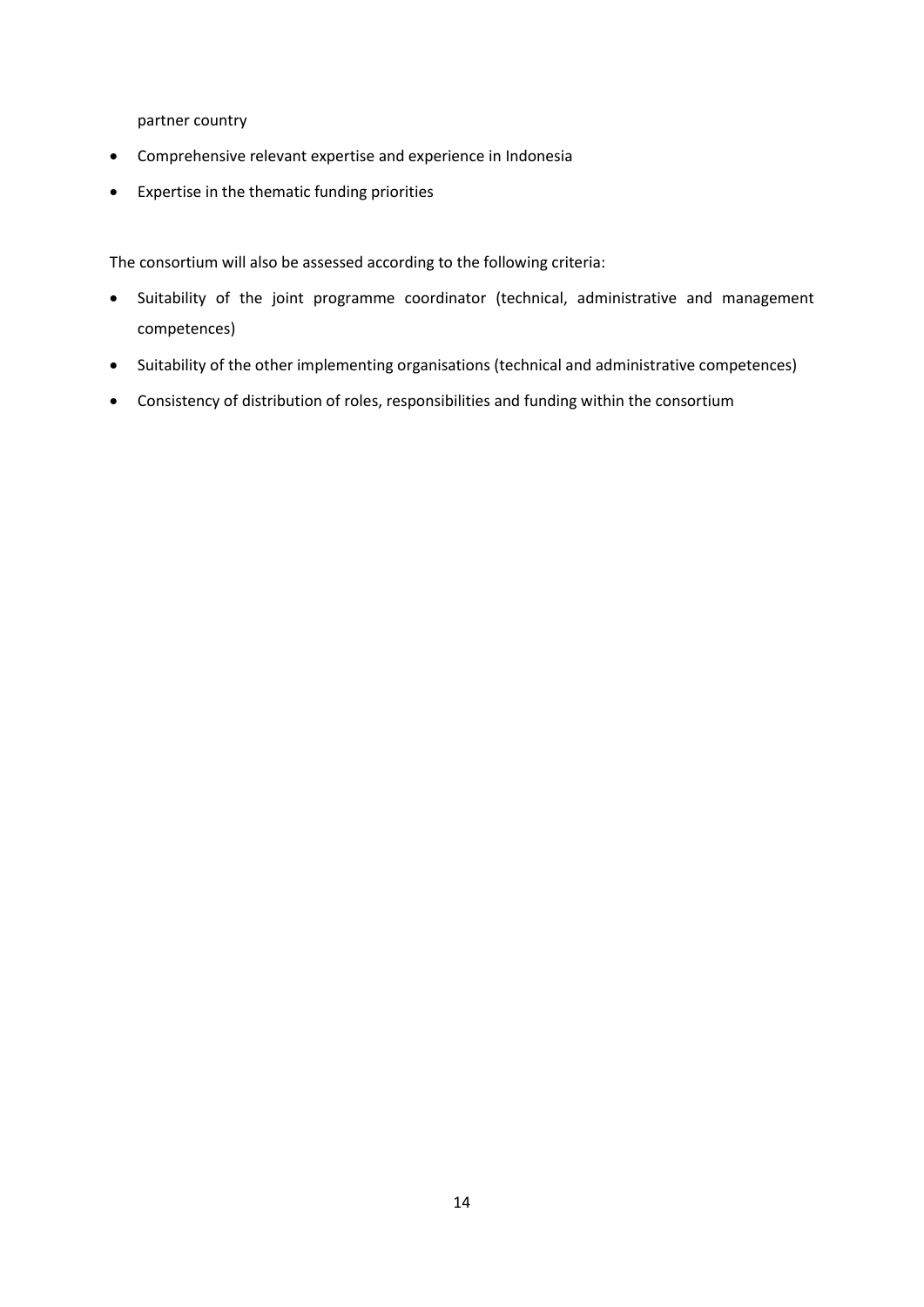partner country

- Comprehensive relevant expertise and experience in Indonesia
- Expertise in the thematic funding priorities

The consortium will also be assessed according to the following criteria:

- Suitability of the joint programme coordinator (technical, administrative and management competences)
- Suitability of the other implementing organisations (technical and administrative competences)
- Consistency of distribution of roles, responsibilities and funding within the consortium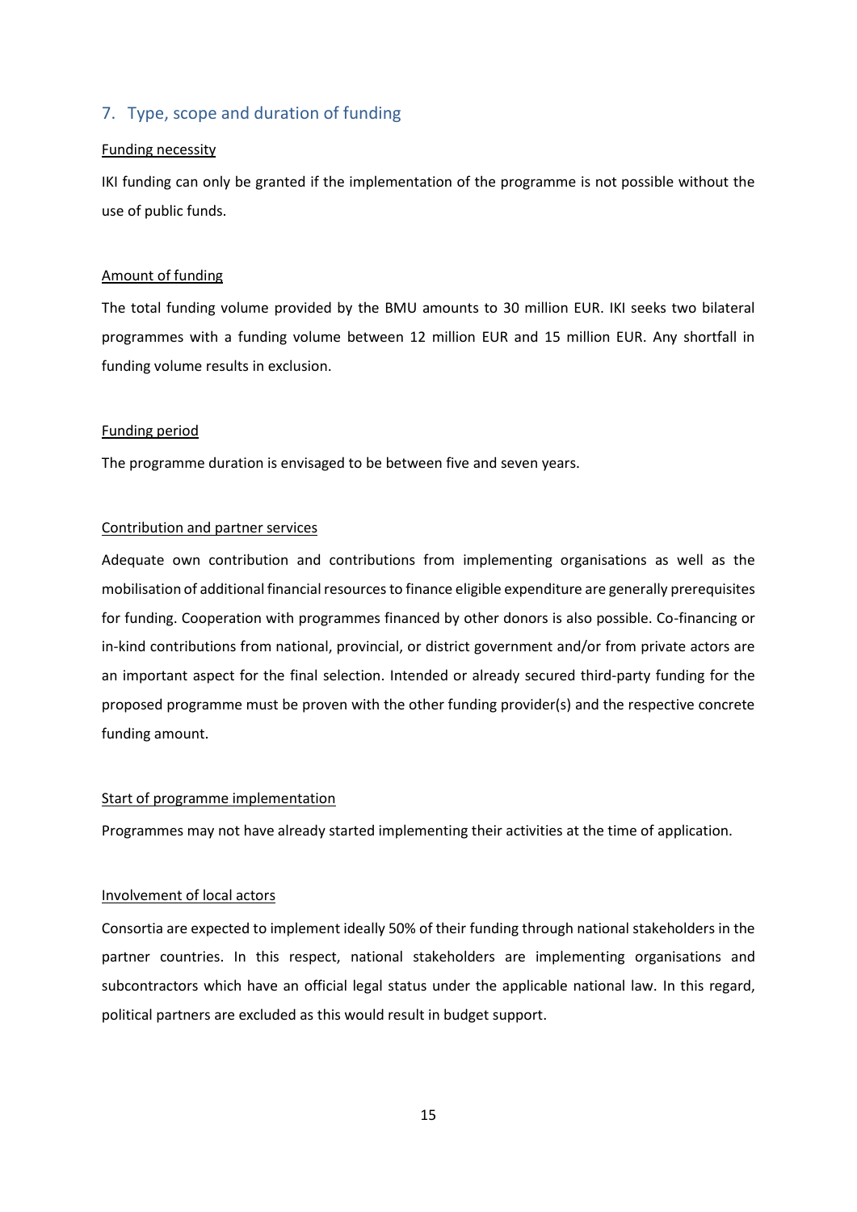## 7. Type, scope and duration of funding

Funding necessity

IKI funding can only be granted if the implementation of the programme is not possible without the use of public funds.

Amount of funding

The total funding volume provided by the BMU amounts to 30 million EUR. IKI seeks two bilateral programmes with a funding volume between 12 million EUR and 15 million EUR. Any shortfall in funding volume results in exclusion.

Funding period

The programme duration is envisaged to be between five and seven years.

Contribution and partner services

Adequate own contribution and contributions from implementing organisations as well as the mobilisation of additional financial resources to finance eligible expenditure are generally prerequisites for funding. Cooperation with programmes financed by other donors is also possible. Co-financing or in-kind contributions from national, provincial, or district government and/or from private actors are an important aspect for the final selection. Intended or already secured third-party funding for the proposed programme must be proven with the other funding provider(s) and the respective concrete funding amount.

Start of programme implementation

Programmes may not have already started implementing their activities at the time of application.

Involvement of local actors

Consortia are expected to implement ideally 50% of their funding through national stakeholders in the partner countries. In this respect, national stakeholders are implementing organisations and subcontractors which have an official legal status under the applicable national law. In this regard, political partners are excluded as this would result in budget support.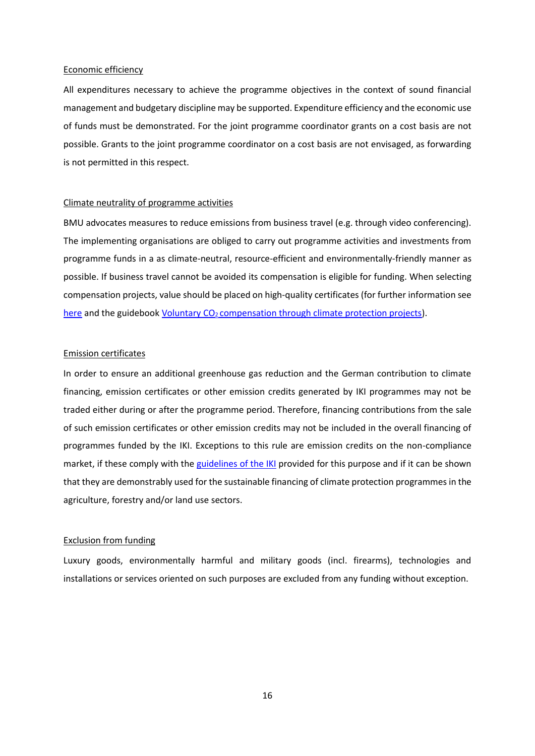Economic efficiency

All expenditures necessary to achieve the programme objectives in the context of sound financial management and budgetary discipline may be supported. Expenditure efficiency and the economic use of funds must be demonstrated. For the joint programme coordinator grants on a cost basis are not possible. Grants to the joint programme coordinator on a cost basis are not envisaged, as forwarding is not permitted in this respect.

Climate neutrality of programme activities

BMU advocates measures to reduce emissions from business travel (e.g. through video conferencing). The implementing organisations are obliged to carry out programme activities and investments from programme funds in a as climate-neutral, resource-efficient and environmentally-friendly manner as possible. If business travel cannot be avoided its compensation is eligible for funding. When selecting compensation projects, value should be placed on high-quality certificates (for further information see here and the guidebook Voluntary $CO_2$ compensation through climate protection projects).

Emission certificates

In order to ensure an additional greenhouse gas reduction and the German contribution to climate financing, emission certificates or other emission credits generated by IKI programmes may not be traded either during or after the programme period. Therefore, financing contributions from the sale of such emission certificates or other emission credits may not be included in the overall financing of programmes funded by the IKI. Exceptions to this rule are emission credits on the non-compliance market, if these comply with the guidelines of the IKI provided for this purpose and if it can be shown that they are demonstrably used for the sustainable financing of climate protection programmes in the agriculture, forestry and/or land use sectors.

Exclusion from funding

Luxury goods, environmentally harmful and military goods (incl. firearms), technologies and installations or services oriented on such purposes are excluded from any funding without exception.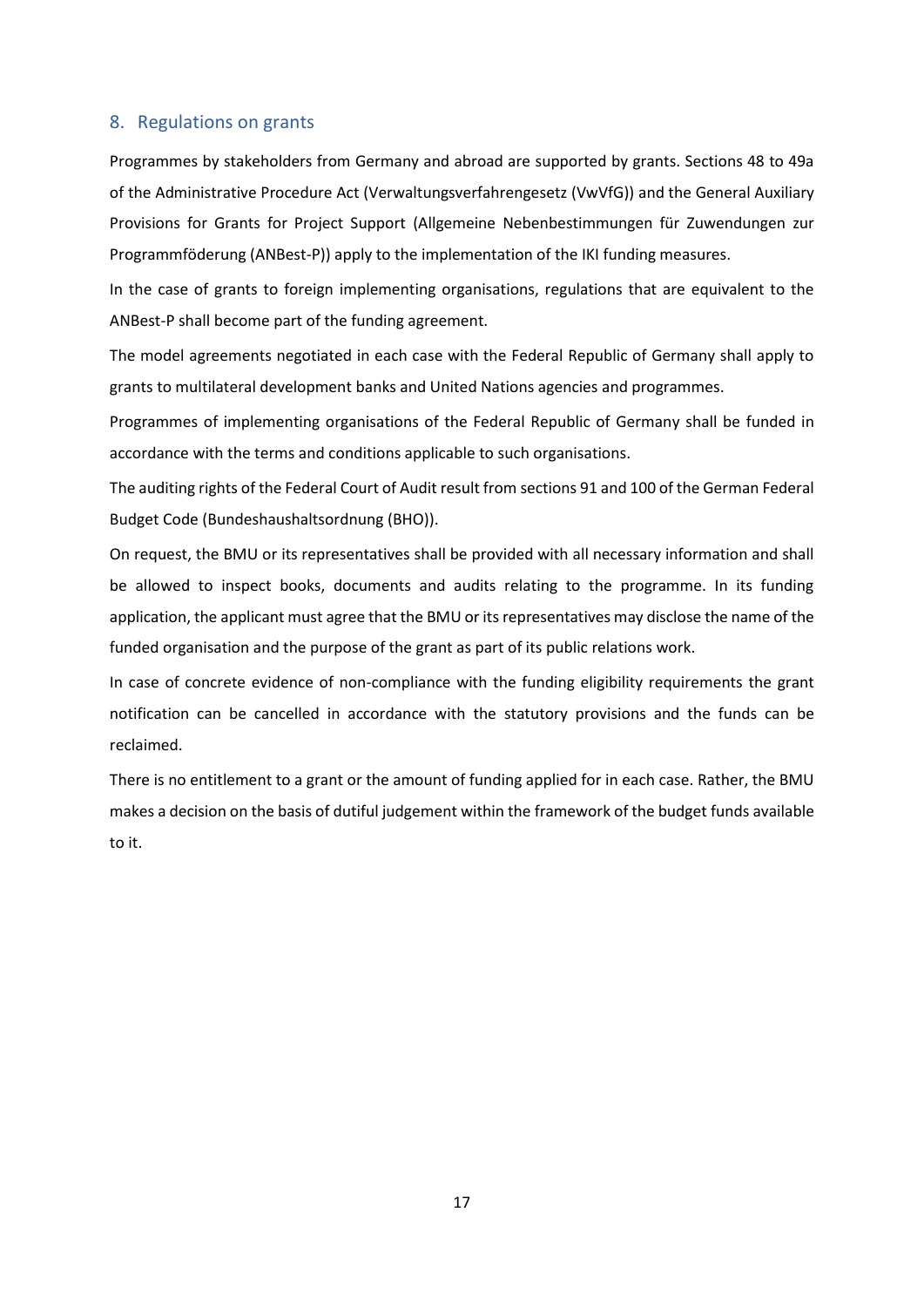## 8. Regulations on grants

Programmes by stakeholders from Germany and abroad are supported by grants. Sections 48 to 49a of the Administrative Procedure Act (Verwaltungsverfahrengesetz (VwVfG)) and the General Auxiliary Provisions for Grants for Project Support (Allgemeine Nebenbestimmungen für Zuwendungen zur Programmföderung (ANBest-P)) apply to the implementation of the IKI funding measures.

In the case of grants to foreign implementing organisations, regulations that are equivalent to the ANBest-P shall become part of the funding agreement.

The model agreements negotiated in each case with the Federal Republic of Germany shall apply to grants to multilateral development banks and United Nations agencies and programmes.

Programmes of implementing organisations of the Federal Republic of Germany shall be funded in accordance with the terms and conditions applicable to such organisations.

The auditing rights of the Federal Court of Audit result from sections 91 and 100 of the German Federal Budget Code (Bundeshaushaltsordnung (BHO)).

On request, the BMU or its representatives shall be provided with all necessary information and shall be allowed to inspect books, documents and audits relating to the programme. In its funding application, the applicant must agree that the BMU or its representatives may disclose the name of the funded organisation and the purpose of the grant as part of its public relations work.

In case of concrete evidence of non-compliance with the funding eligibility requirements the grant notification can be cancelled in accordance with the statutory provisions and the funds can be reclaimed.

There is no entitlement to a grant or the amount of funding applied for in each case. Rather, the BMU makes a decision on the basis of dutiful judgement within the framework of the budget funds available to it.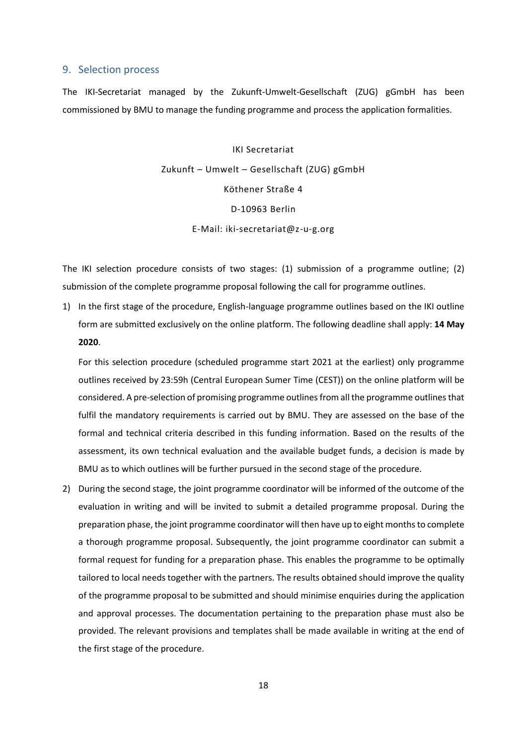## 9. Selection process

The IKI-Secretariat managed by the Zukunft-Umwelt-Gesellschaft (ZUG) gGmbH has been commissioned by BMU to manage the funding programme and process the application formalities.

IKI Secretariat

Zukunft – Umwelt – Gesellschaft (ZUG) gGmbH

Köthener Straße 4

D-10963 Berlin

E-Mail: iki-secretariat@z-u-g.org

The IKI selection procedure consists of two stages: (1) submission of a programme outline; (2) submission of the complete programme proposal following the call for programme outlines.

1) In the first stage of the procedure, English-language programme outlines based on the IKI outline form are submitted exclusively on the online platform. The following deadline shall apply: **14 May 2020**.

   For this selection procedure (scheduled programme start 2021 at the earliest) only programme outlines received by 23:59h (Central European Sumer Time (CEST)) on the online platform will be considered. A pre-selection of promising programme outlines from all the programme outlines that fulfil the mandatory requirements is carried out by BMU. They are assessed on the base of the formal and technical criteria described in this funding information. Based on the results of the assessment, its own technical evaluation and the available budget funds, a decision is made by BMU as to which outlines will be further pursued in the second stage of the procedure.

2) During the second stage, the joint programme coordinator will be informed of the outcome of the evaluation in writing and will be invited to submit a detailed programme proposal. During the preparation phase, the joint programme coordinator will then have up to eight months to complete a thorough programme proposal. Subsequently, the joint programme coordinator can submit a formal request for funding for a preparation phase. This enables the programme to be optimally tailored to local needs together with the partners. The results obtained should improve the quality of the programme proposal to be submitted and should minimise enquiries during the application and approval processes. The documentation pertaining to the preparation phase must also be provided. The relevant provisions and templates shall be made available in writing at the end of the first stage of the procedure.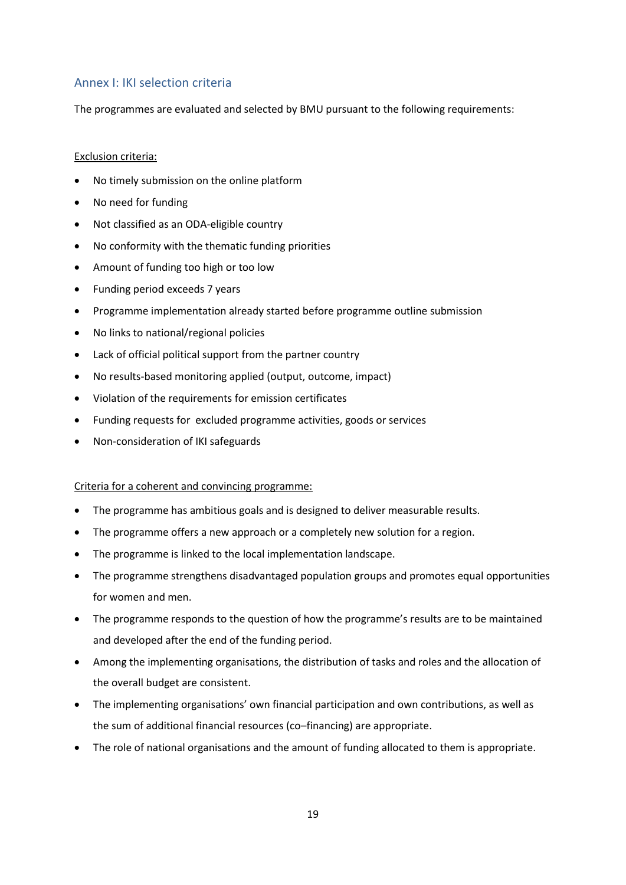## Annex I: IKI selection criteria

The programmes are evaluated and selected by BMU pursuant to the following requirements:

Exclusion criteria:

- No timely submission on the online platform
- No need for funding
- Not classified as an ODA-eligible country
- No conformity with the thematic funding priorities
- Amount of funding too high or too low
- Funding period exceeds 7 years
- Programme implementation already started before programme outline submission
- No links to national/regional policies
- Lack of official political support from the partner country
- No results-based monitoring applied (output, outcome, impact)
- Violation of the requirements for emission certificates
- Funding requests for excluded programme activities, goods or services
- Non-consideration of IKI safeguards

Criteria for a coherent and convincing programme:

- The programme has ambitious goals and is designed to deliver measurable results.
- The programme offers a new approach or a completely new solution for a region.
- The programme is linked to the local implementation landscape.
- The programme strengthens disadvantaged population groups and promotes equal opportunities for women and men.
- The programme responds to the question of how the programme's results are to be maintained and developed after the end of the funding period.
- Among the implementing organisations, the distribution of tasks and roles and the allocation of the overall budget are consistent.
- The implementing organisations' own financial participation and own contributions, as well as the sum of additional financial resources (co–financing) are appropriate.
- The role of national organisations and the amount of funding allocated to them is appropriate.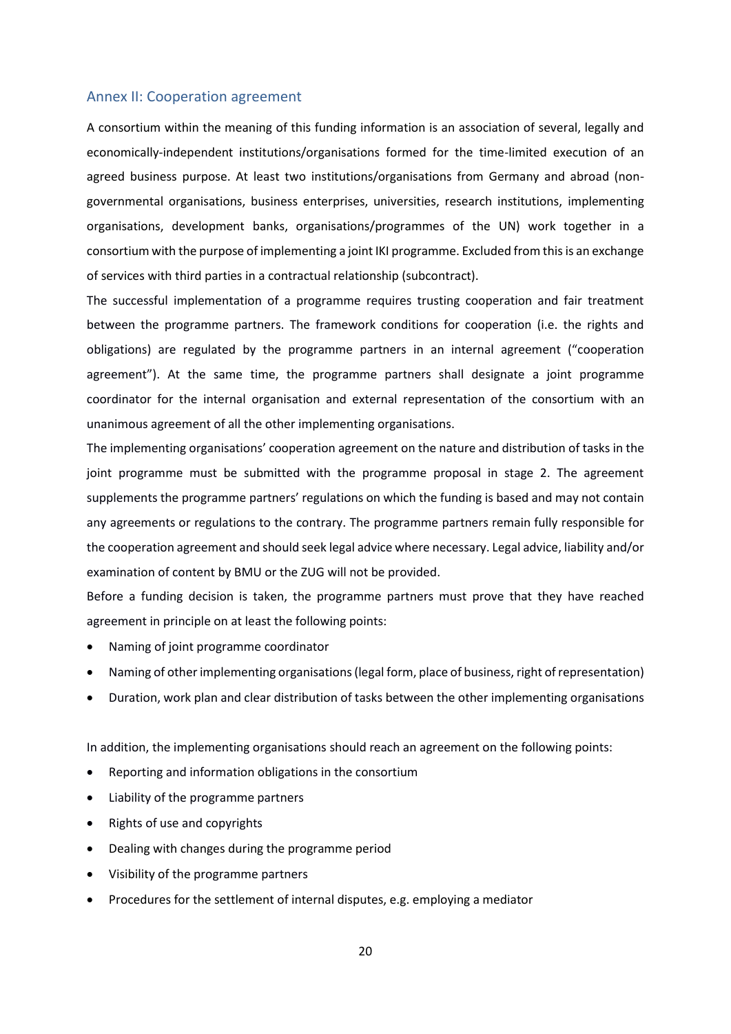## Annex II: Cooperation agreement

A consortium within the meaning of this funding information is an association of several, legally and economically-independent institutions/organisations formed for the time-limited execution of an agreed business purpose. At least two institutions/organisations from Germany and abroad (non-governmental organisations, business enterprises, universities, research institutions, implementing organisations, development banks, organisations/programmes of the UN) work together in a consortium with the purpose of implementing a joint IKI programme. Excluded from this is an exchange of services with third parties in a contractual relationship (subcontract).

The successful implementation of a programme requires trusting cooperation and fair treatment between the programme partners. The framework conditions for cooperation (i.e. the rights and obligations) are regulated by the programme partners in an internal agreement ("cooperation agreement"). At the same time, the programme partners shall designate a joint programme coordinator for the internal organisation and external representation of the consortium with an unanimous agreement of all the other implementing organisations.

The implementing organisations' cooperation agreement on the nature and distribution of tasks in the joint programme must be submitted with the programme proposal in stage 2. The agreement supplements the programme partners' regulations on which the funding is based and may not contain any agreements or regulations to the contrary. The programme partners remain fully responsible for the cooperation agreement and should seek legal advice where necessary. Legal advice, liability and/or examination of content by BMU or the ZUG will not be provided.

Before a funding decision is taken, the programme partners must prove that they have reached agreement in principle on at least the following points:

- Naming of joint programme coordinator
- Naming of other implementing organisations (legal form, place of business, right of representation)
- Duration, work plan and clear distribution of tasks between the other implementing organisations

In addition, the implementing organisations should reach an agreement on the following points:

- Reporting and information obligations in the consortium
- Liability of the programme partners
- Rights of use and copyrights
- Dealing with changes during the programme period
- Visibility of the programme partners
- Procedures for the settlement of internal disputes, e.g. employing a mediator